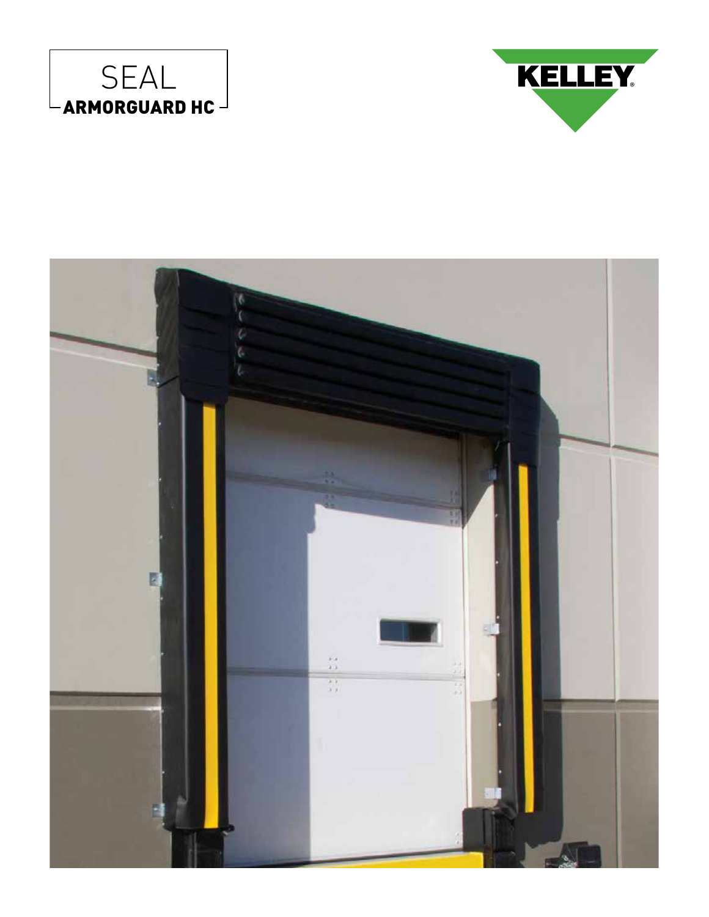# SEAL

## ARMORGUARD HC

KELLEY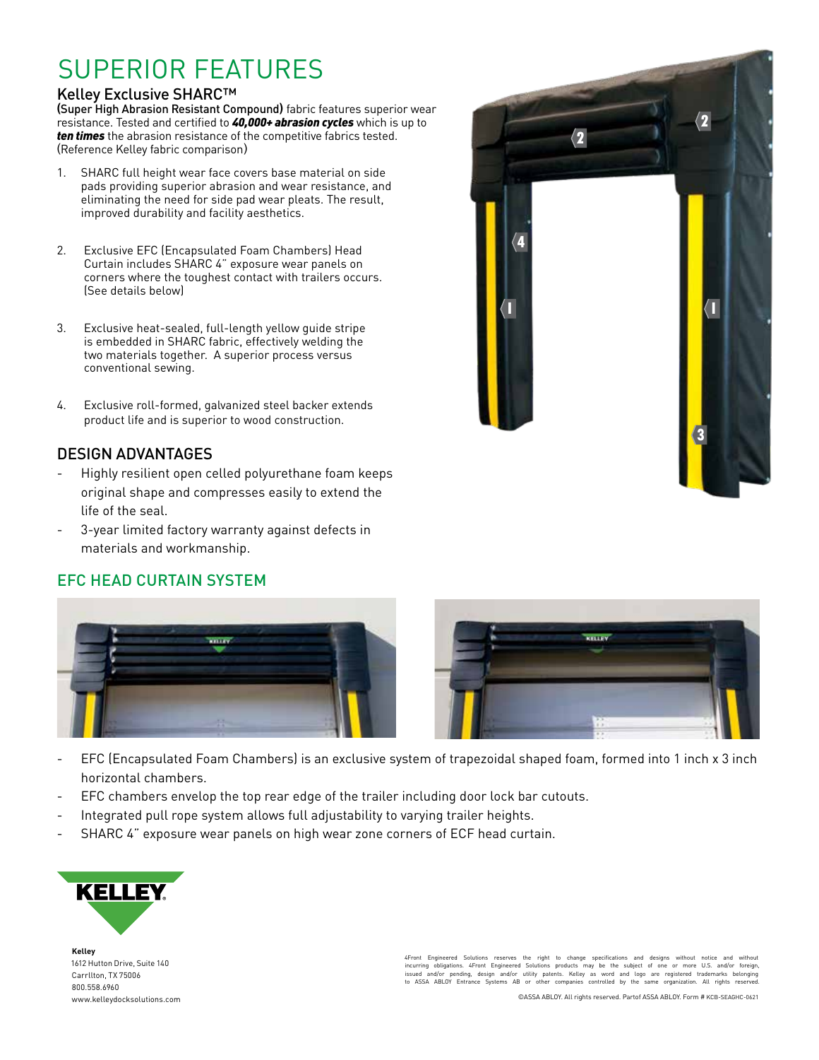# SUPERIOR FEATURES

## Kelley Exclusive SHARC™

**(Super High Abrasion Resistant Compound)** fabric features superior wear resistance. Tested and certified to ***40,000+ abrasion cycles*** which is up to ***ten times*** the abrasion resistance of the competitive fabrics tested. (Reference Kelley fabric comparison)

1. SHARC full height wear face covers base material on side pads providing superior abrasion and wear resistance, and eliminating the need for side pad wear pleats. The result, improved durability and facility aesthetics.
2. Exclusive EFC (Encapsulated Foam Chambers) Head Curtain includes SHARC 4" exposure wear panels on corners where the toughest contact with trailers occurs. (See details below)
3. Exclusive heat-sealed, full-length yellow guide stripe is embedded in SHARC fabric, effectively welding the two materials together. A superior process versus conventional sewing.
4. Exclusive roll-formed, galvanized steel backer extends product life and is superior to wood construction.

## DESIGN ADVANTAGES

- Highly resilient open celled polyurethane foam keeps original shape and compresses easily to extend the life of the seal.
- 3-year limited factory warranty against defects in materials and workmanship.

## EFC HEAD CURTAIN SYSTEM

- EFC (Encapsulated Foam Chambers) is an exclusive system of trapezoidal shaped foam, formed into 1 inch x 3 inch horizontal chambers.
- EFC chambers envelop the top rear edge of the trailer including door lock bar cutouts.
- Integrated pull rope system allows full adjustability to varying trailer heights.
- SHARC 4" exposure wear panels on high wear zone corners of ECF head curtain.

**Kelley**
1612 Hutton Drive, Suite 140
Carrllton, TX 75006
800.558.6960
www.kelleydocksolutions.com

4Front Engineered Solutions reserves the right to change specifications and designs without notice and without incurring obligations. 4Front Engineered Solutions products may be the subject of one or more U.S. and/or foreign, issued and/or pending, design and/or utility patents. Kelley as word and logo are registered trademarks belonging to ASSA ABLOY Entrance Systems AB or other companies controlled by the same organization. All rights reserved.

©ASSA ABLOY. All rights reserved. Partof ASSA ABLOY. Form # KCB-SEAGHC-0621